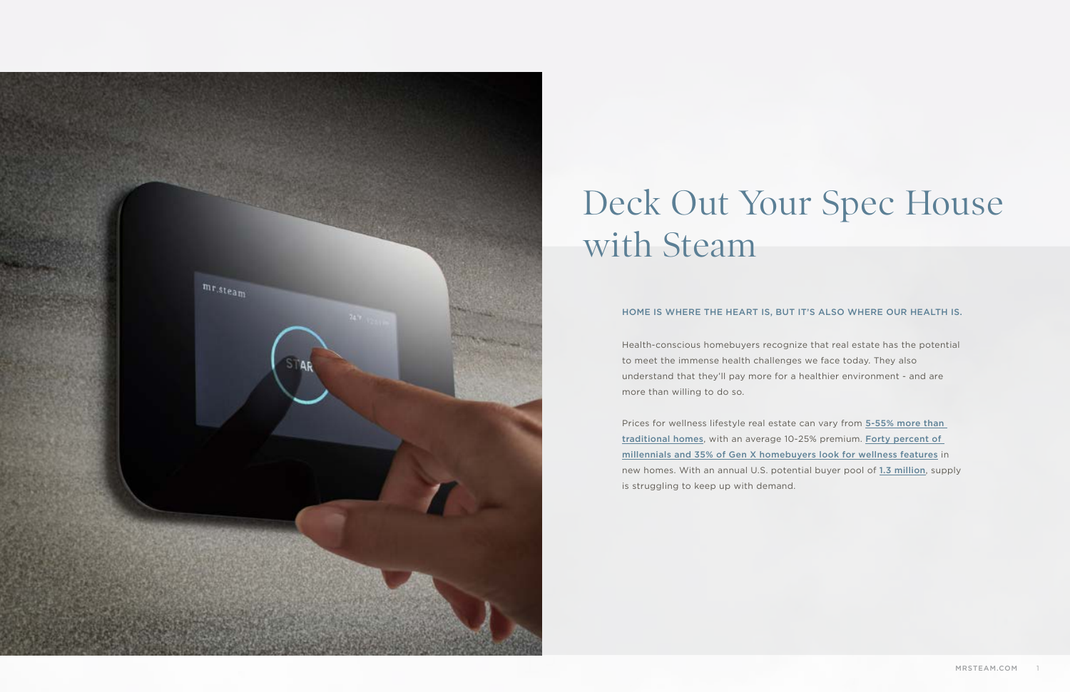# Deck Out Your Spec House with Steam

HOME IS WHERE THE HEART IS, BUT IT'S ALSO WHERE OUR HEALTH IS.

Health-conscious homebuyers recognize that real estate has the potential to meet the immense health challenges we face today. They also understand that they'll pay more for a healthier environment - and are more than willing to do so.

Prices for wellness lifestyle real estate can vary from 5-55% more than traditional homes, with an average 10-25% premium. Forty percent of millennials and 35% of Gen X homebuyers look for wellness features in new homes. With an annual U.S. potential buyer pool of 1.3 million, supply is struggling to keep up with demand.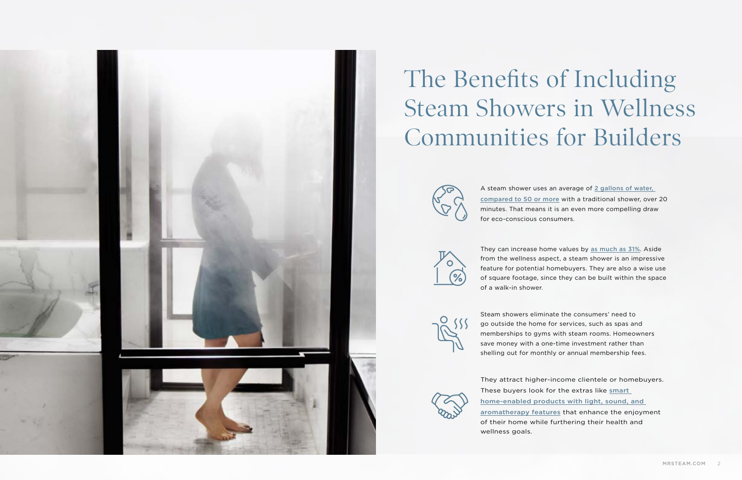# The Benefits of Including Steam Showers in Wellness Communities for Builders

A steam shower uses an average of 2 gallons of water, compared to 50 or more with a traditional shower, over 20 minutes. That means it is an even more compelling draw for eco-conscious consumers.

They can increase home values by as much as 31%. Aside from the wellness aspect, a steam shower is an impressive feature for potential homebuyers. They are also a wise use of square footage, since they can be built within the space of a walk-in shower.

Steam showers eliminate the consumers' need to go outside the home for services, such as spas and memberships to gyms with steam rooms. Homeowners save money with a one-time investment rather than shelling out for monthly or annual membership fees.

They attract higher-income clientele or homebuyers. These buyers look for the extras like smart home-enabled products with light, sound, and aromatherapy features that enhance the enjoyment of their home while furthering their health and wellness goals.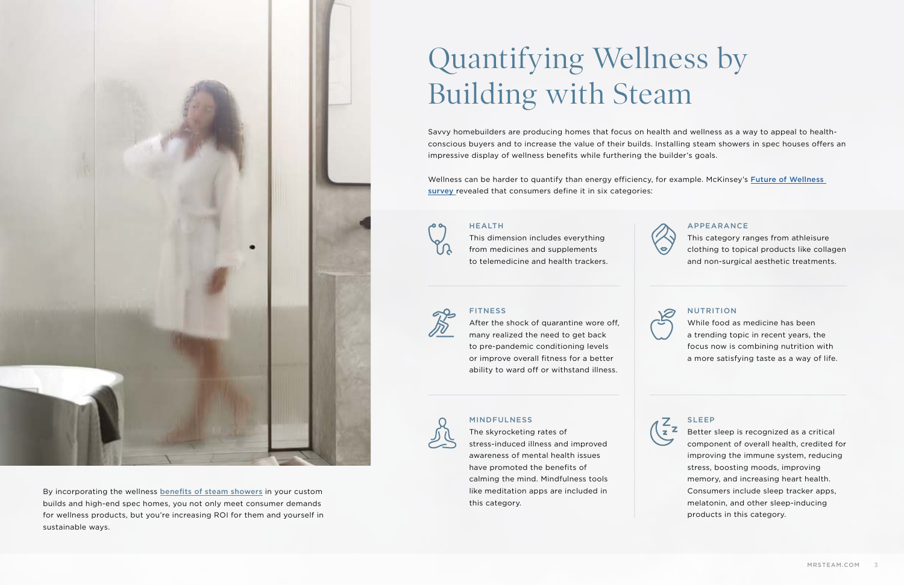# Quantifying Wellness by Building with Steam

Savvy homebuilders are producing homes that focus on health and wellness as a way to appeal to health-conscious buyers and to increase the value of their builds. Installing steam showers in spec houses offers an impressive display of wellness benefits while furthering the builder's goals.

Wellness can be harder to quantify than energy efficiency, for example. McKinsey's Future of Wellness survey revealed that consumers define it in six categories:

### HEALTH

This dimension includes everything from medicines and supplements to telemedicine and health trackers.

### APPEARANCE

This category ranges from athleisure clothing to topical products like collagen and non-surgical aesthetic treatments.

### FITNESS

After the shock of quarantine wore off, many realized the need to get back to pre-pandemic conditioning levels or improve overall fitness for a better ability to ward off or withstand illness.

### NUTRITION

While food as medicine has been a trending topic in recent years, the focus now is combining nutrition with a more satisfying taste as a way of life.

### MINDFULNESS

The skyrocketing rates of stress-induced illness and improved awareness of mental health issues have promoted the benefits of calming the mind. Mindfulness tools like meditation apps are included in this category.

### SLEEP

Better sleep is recognized as a critical component of overall health, credited for improving the immune system, reducing stress, boosting moods, improving memory, and increasing heart health. Consumers include sleep tracker apps, melatonin, and other sleep-inducing products in this category.

By incorporating the wellness benefits of steam showers in your custom builds and high-end spec homes, you not only meet consumer demands for wellness products, but you're increasing ROI for them and yourself in sustainable ways.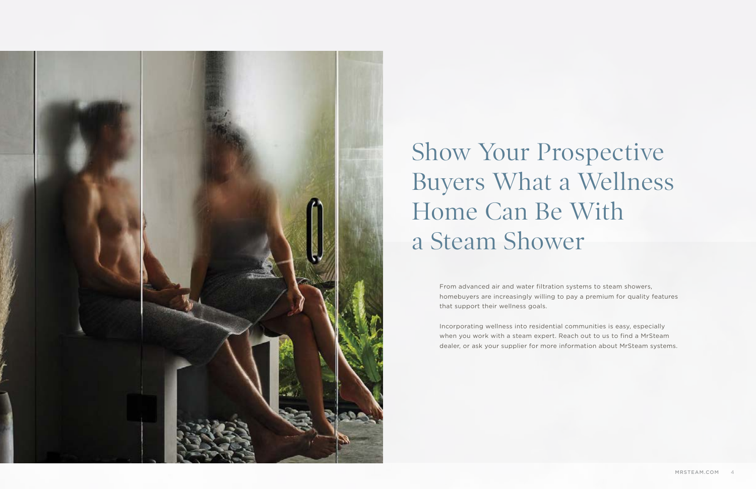# Show Your Prospective Buyers What a Wellness Home Can Be With a Steam Shower

From advanced air and water filtration systems to steam showers, homebuyers are increasingly willing to pay a premium for quality features that support their wellness goals.

Incorporating wellness into residential communities is easy, especially when you work with a steam expert. Reach out to us to find a MrSteam dealer, or ask your supplier for more information about MrSteam systems.